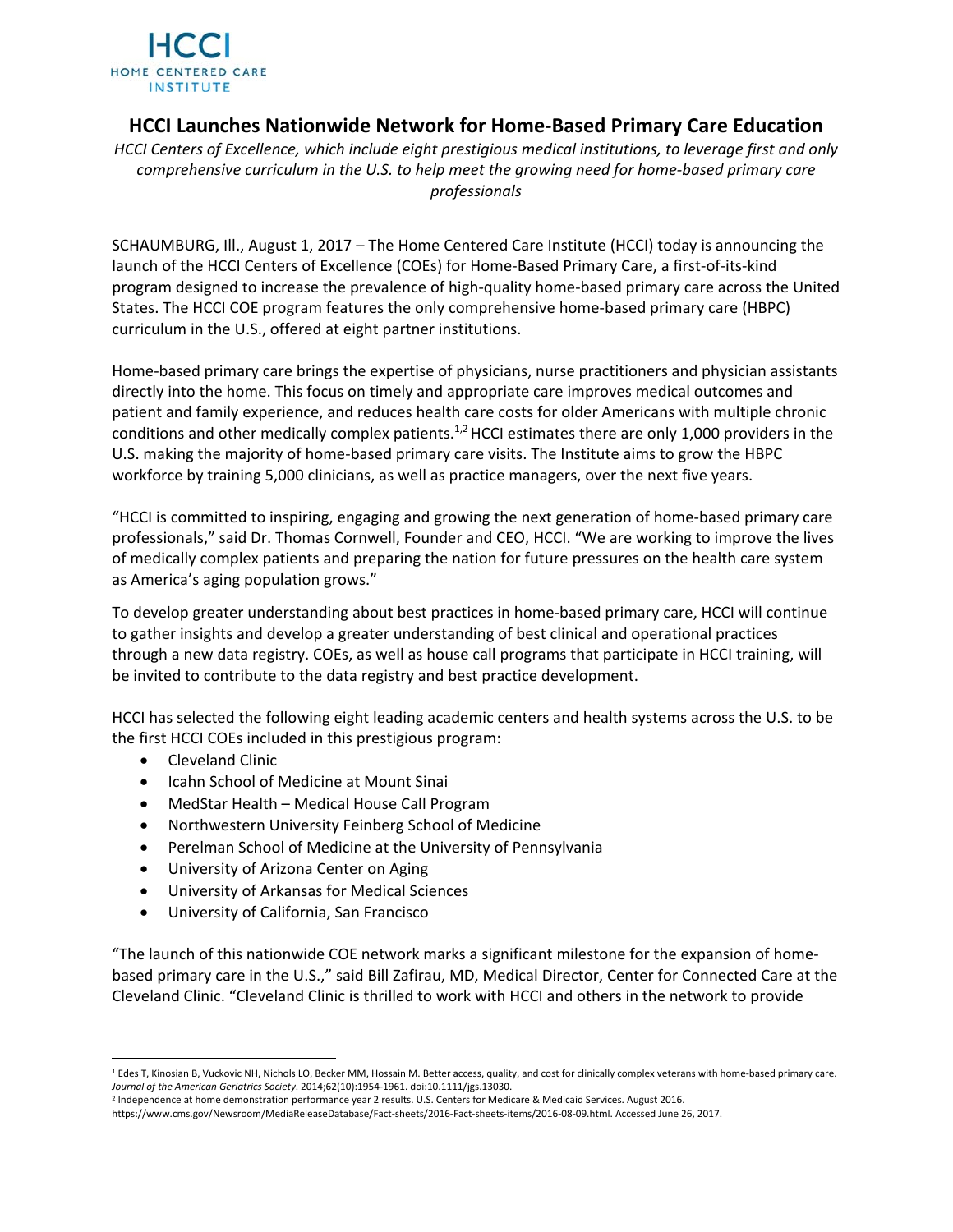HCCI
HOME CENTERED CARE INSTITUTE

# HCCI Launches Nationwide Network for Home-Based Primary Care Education

*HCCI Centers of Excellence, which include eight prestigious medical institutions, to leverage first and only comprehensive curriculum in the U.S. to help meet the growing need for home-based primary care professionals*

SCHAUMBURG, Ill., August 1, 2017 – The Home Centered Care Institute (HCCI) today is announcing the launch of the HCCI Centers of Excellence (COEs) for Home-Based Primary Care, a first-of-its-kind program designed to increase the prevalence of high-quality home-based primary care across the United States. The HCCI COE program features the only comprehensive home-based primary care (HBPC) curriculum in the U.S., offered at eight partner institutions.

Home-based primary care brings the expertise of physicians, nurse practitioners and physician assistants directly into the home. This focus on timely and appropriate care improves medical outcomes and patient and family experience, and reduces health care costs for older Americans with multiple chronic conditions and other medically complex patients.[1,2] HCCI estimates there are only 1,000 providers in the U.S. making the majority of home-based primary care visits. The Institute aims to grow the HBPC workforce by training 5,000 clinicians, as well as practice managers, over the next five years.

"HCCI is committed to inspiring, engaging and growing the next generation of home-based primary care professionals," said Dr. Thomas Cornwell, Founder and CEO, HCCI. "We are working to improve the lives of medically complex patients and preparing the nation for future pressures on the health care system as America's aging population grows."

To develop greater understanding about best practices in home-based primary care, HCCI will continue to gather insights and develop a greater understanding of best clinical and operational practices through a new data registry. COEs, as well as house call programs that participate in HCCI training, will be invited to contribute to the data registry and best practice development.

HCCI has selected the following eight leading academic centers and health systems across the U.S. to be the first HCCI COEs included in this prestigious program:

- Cleveland Clinic
- Icahn School of Medicine at Mount Sinai
- MedStar Health – Medical House Call Program
- Northwestern University Feinberg School of Medicine
- Perelman School of Medicine at the University of Pennsylvania
- University of Arizona Center on Aging
- University of Arkansas for Medical Sciences
- University of California, San Francisco

"The launch of this nationwide COE network marks a significant milestone for the expansion of home-based primary care in the U.S.," said Bill Zafirau, MD, Medical Director, Center for Connected Care at the Cleveland Clinic. "Cleveland Clinic is thrilled to work with HCCI and others in the network to provide

---

[1] Edes T, Kinosian B, Vuckovic NH, Nichols LO, Becker MM, Hossain M. Better access, quality, and cost for clinically complex veterans with home-based primary care. *Journal of the American Geriatrics Society*. 2014;62(10):1954-1961. doi:10.1111/jgs.13030.

[2] Independence at home demonstration performance year 2 results. U.S. Centers for Medicare & Medicaid Services. August 2016. https://www.cms.gov/Newsroom/MediaReleaseDatabase/Fact-sheets/2016-Fact-sheets-items/2016-08-09.html. Accessed June 26, 2017.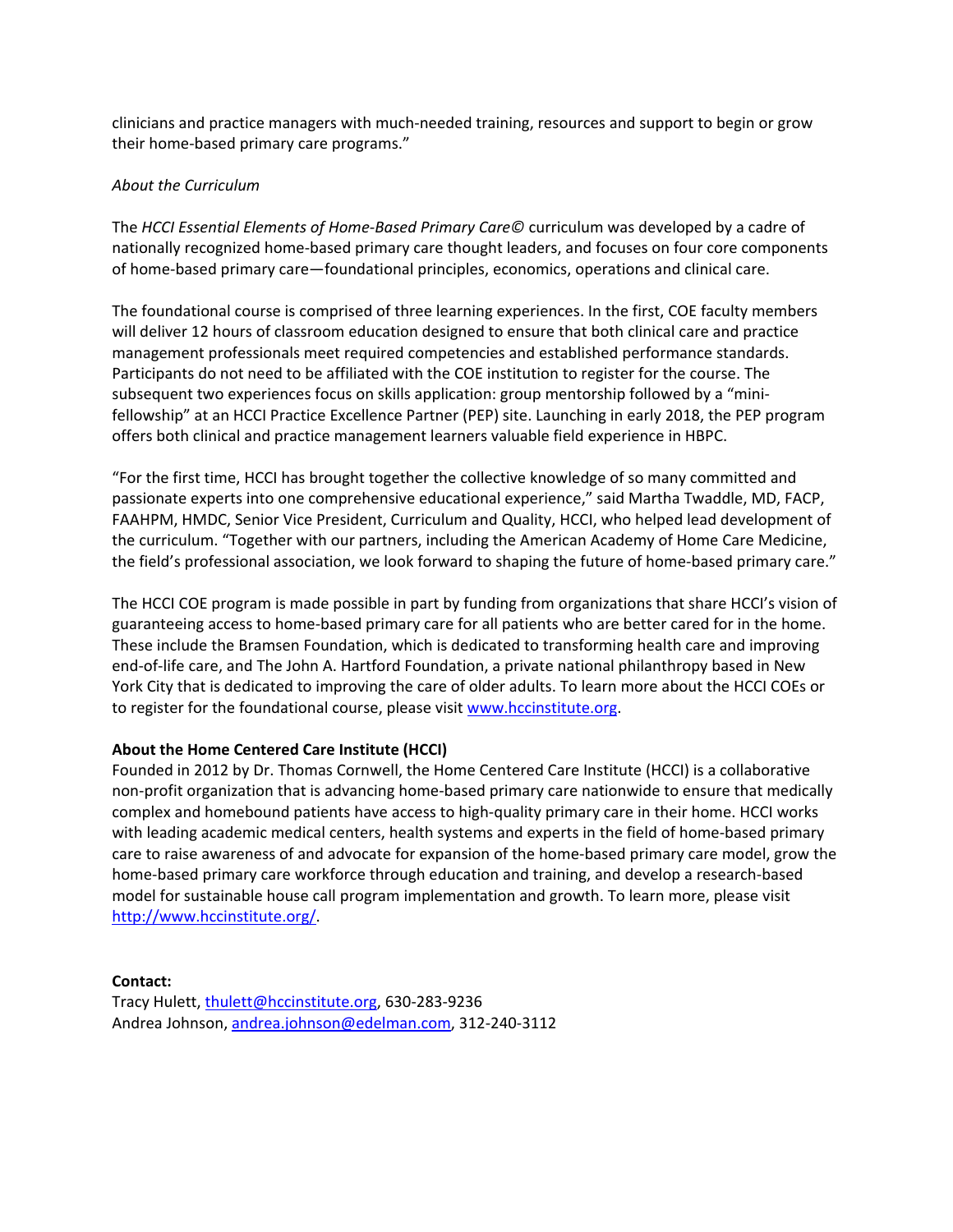clinicians and practice managers with much-needed training, resources and support to begin or grow their home-based primary care programs."

*About the Curriculum*

The *HCCI Essential Elements of Home-Based Primary Care©* curriculum was developed by a cadre of nationally recognized home-based primary care thought leaders, and focuses on four core components of home-based primary care—foundational principles, economics, operations and clinical care.

The foundational course is comprised of three learning experiences. In the first, COE faculty members will deliver 12 hours of classroom education designed to ensure that both clinical care and practice management professionals meet required competencies and established performance standards. Participants do not need to be affiliated with the COE institution to register for the course. The subsequent two experiences focus on skills application: group mentorship followed by a "mini-fellowship" at an HCCI Practice Excellence Partner (PEP) site. Launching in early 2018, the PEP program offers both clinical and practice management learners valuable field experience in HBPC.

"For the first time, HCCI has brought together the collective knowledge of so many committed and passionate experts into one comprehensive educational experience," said Martha Twaddle, MD, FACP, FAAHPM, HMDC, Senior Vice President, Curriculum and Quality, HCCI, who helped lead development of the curriculum. "Together with our partners, including the American Academy of Home Care Medicine, the field's professional association, we look forward to shaping the future of home-based primary care."

The HCCI COE program is made possible in part by funding from organizations that share HCCI's vision of guaranteeing access to home-based primary care for all patients who are better cared for in the home. These include the Bramsen Foundation, which is dedicated to transforming health care and improving end-of-life care, and The John A. Hartford Foundation, a private national philanthropy based in New York City that is dedicated to improving the care of older adults. To learn more about the HCCI COEs or to register for the foundational course, please visit www.hccinstitute.org.

**About the Home Centered Care Institute (HCCI)**

Founded in 2012 by Dr. Thomas Cornwell, the Home Centered Care Institute (HCCI) is a collaborative non-profit organization that is advancing home-based primary care nationwide to ensure that medically complex and homebound patients have access to high-quality primary care in their home. HCCI works with leading academic medical centers, health systems and experts in the field of home-based primary care to raise awareness of and advocate for expansion of the home-based primary care model, grow the home-based primary care workforce through education and training, and develop a research-based model for sustainable house call program implementation and growth. To learn more, please visit http://www.hccinstitute.org/.

**Contact:**

Tracy Hulett, thulett@hccinstitute.org, 630-283-9236
Andrea Johnson, andrea.johnson@edelman.com, 312-240-3112